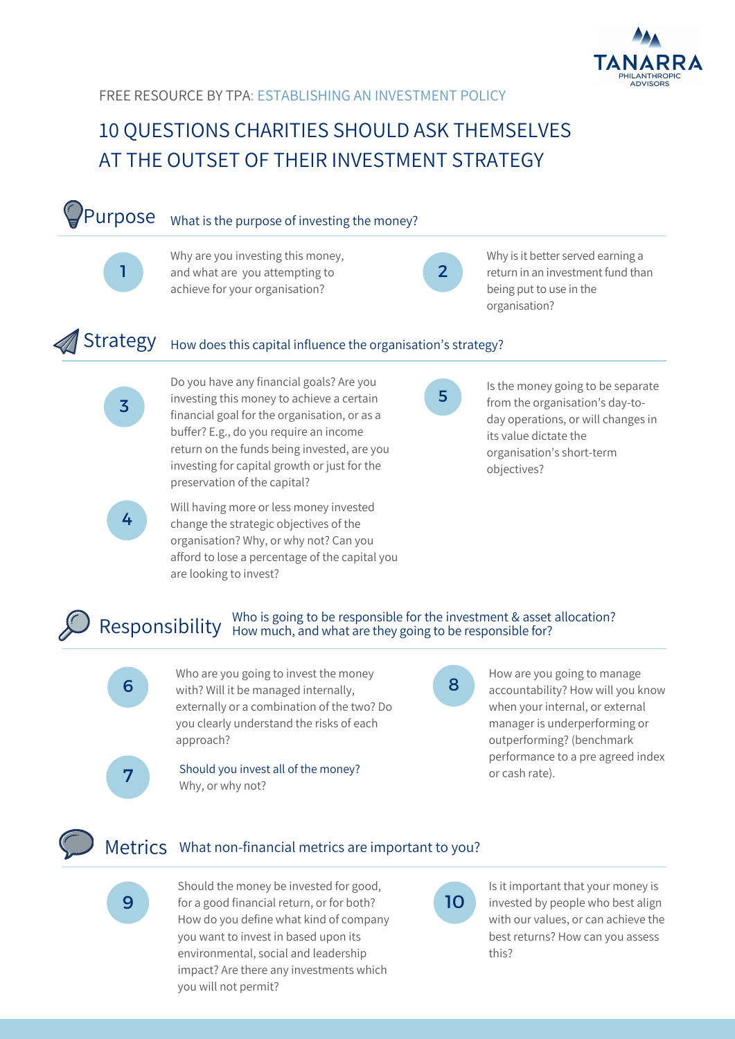TANARRA PHILANTHROPIC ADVISORS

FREE RESOURCE BY TPA: ESTABLISHING AN INVESTMENT POLICY

# 10 QUESTIONS CHARITIES SHOULD ASK THEMSELVES AT THE OUTSET OF THEIR INVESTMENT STRATEGY

## Purpose

What is the purpose of investing the money?

1. Why are you investing this money, and what are you attempting to achieve for your organisation?

2. Why is it better served earning a return in an investment fund than being put to use in the organisation?

## Strategy

How does this capital influence the organisation's strategy?

3. Do you have any financial goals? Are you investing this money to achieve a certain financial goal for the organisation, or as a buffer? E.g., do you require an income return on the funds being invested, are you investing for capital growth or just for the preservation of the capital?

4. Will having more or less money invested change the strategic objectives of the organisation? Why, or why not? Can you afford to lose a percentage of the capital you are looking to invest?

5. Is the money going to be separate from the organisation's day-to-day operations, or will changes in its value dictate the organisation's short-term objectives?

## Responsibility

Who is going to be responsible for the investment & asset allocation? How much, and what are they going to be responsible for?

6. Who are you going to invest the money with? Will it be managed internally, externally or a combination of the two? Do you clearly understand the risks of each approach?

7. Should you invest all of the money? Why, or why not?

8. How are you going to manage accountability? How will you know when your internal, or external manager is underperforming or outperforming? (benchmark performance to a pre agreed index or cash rate).

## Metrics

What non-financial metrics are important to you?

9. Should the money be invested for good, for a good financial return, or for both? How do you define what kind of company you want to invest in based upon its environmental, social and leadership impact? Are there any investments which you will not permit?

10. Is it important that your money is invested by people who best align with our values, or can achieve the best returns? How can you assess this?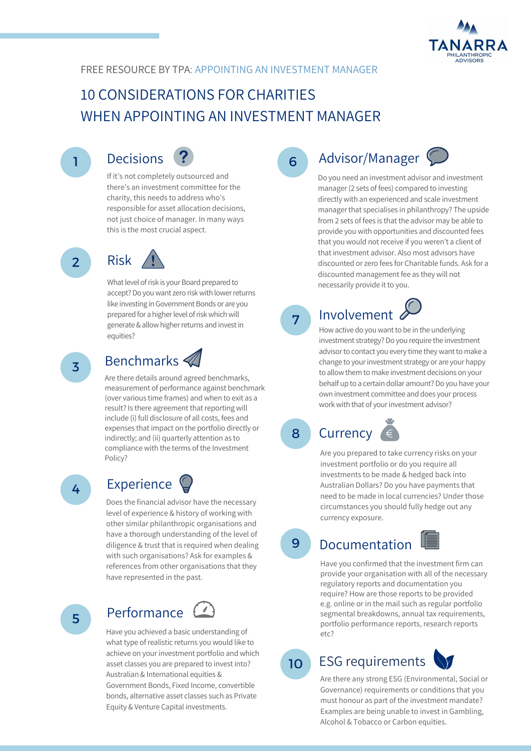FREE RESOURCE BY TPA: APPOINTING AN INVESTMENT MANAGER

# 10 CONSIDERATIONS FOR CHARITIES WHEN APPOINTING AN INVESTMENT MANAGER

## 1 Decisions

If it's not completely outsourced and there's an investment committee for the charity, this needs to address who's responsible for asset allocation decisions, not just choice of manager. In many ways this is the most crucial aspect.

## 2 Risk

What level of risk is your Board prepared to accept? Do you want zero risk with lower returns like investing in Government Bonds or are you prepared for a higher level of risk which will generate & allow higher returns and invest in equities?

## 3 Benchmarks

Are there details around agreed benchmarks, measurement of performance against benchmark (over various time frames) and when to exit as a result? Is there agreement that reporting will include (i) full disclosure of all costs, fees and expenses that impact on the portfolio directly or indirectly; and (ii) quarterly attention as to compliance with the terms of the Investment Policy?

## 4 Experience

Does the financial advisor have the necessary level of experience & history of working with other similar philanthropic organisations and have a thorough understanding of the level of diligence & trust that is required when dealing with such organisations? Ask for examples & references from other organisations that they have represented in the past.

## 5 Performance

Have you achieved a basic understanding of what type of realistic returns you would like to achieve on your investment portfolio and which asset classes you are prepared to invest into? Australian & International equities & Government Bonds, Fixed Income, convertible bonds, alternative asset classes such as Private Equity & Venture Capital investments.

## 6 Advisor/Manager

Do you need an investment advisor and investment manager (2 sets of fees) compared to investing directly with an experienced and scale investment manager that specialises in philanthropy? The upside from 2 sets of fees is that the advisor may be able to provide you with opportunities and discounted fees that you would not receive if you weren't a client of that investment advisor. Also most advisors have discounted or zero fees for Charitable funds. Ask for a discounted management fee as they will not necessarily provide it to you.

## 7 Involvement

How active do you want to be in the underlying investment strategy? Do you require the investment advisor to contact you every time they want to make a change to your investment strategy or are your happy to allow them to make investment decisions on your behalf up to a certain dollar amount? Do you have your own investment committee and does your process work with that of your investment advisor?

## 8 Currency

Are you prepared to take currency risks on your investment portfolio or do you require all investments to be made & hedged back into Australian Dollars? Do you have payments that need to be made in local currencies? Under those circumstances you should fully hedge out any currency exposure.

## 9 Documentation

Have you confirmed that the investment firm can provide your organisation with all of the necessary regulatory reports and documentation you require? How are those reports to be provided e.g. online or in the mail such as regular portfolio segmental breakdowns, annual tax requirements, portfolio performance reports, research reports etc?

## 10 ESG requirements

Are there any strong ESG (Environmental, Social or Governance) requirements or conditions that you must honour as part of the investment mandate? Examples are being unable to invest in Gambling, Alcohol & Tobacco or Carbon equities.